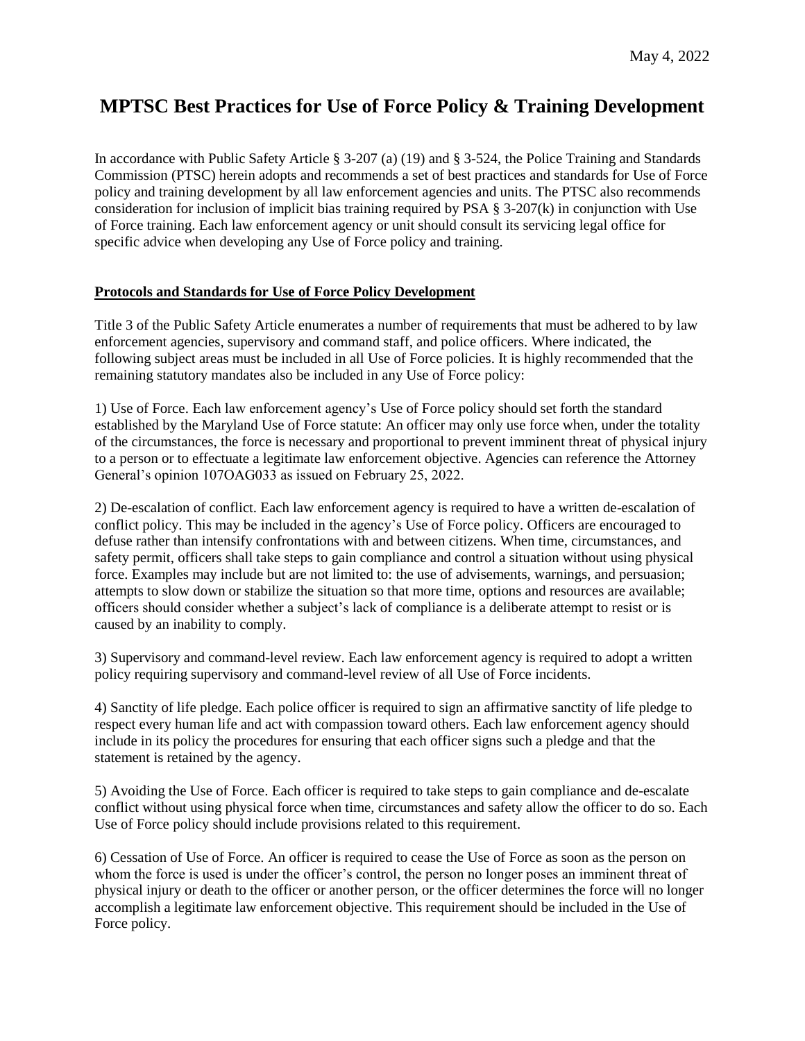May 4, 2022

# MPTSC Best Practices for Use of Force Policy & Training Development

In accordance with Public Safety Article § 3-207 (a) (19) and § 3-524, the Police Training and Standards Commission (PTSC) herein adopts and recommends a set of best practices and standards for Use of Force policy and training development by all law enforcement agencies and units. The PTSC also recommends consideration for inclusion of implicit bias training required by PSA § 3-207(k) in conjunction with Use of Force training. Each law enforcement agency or unit should consult its servicing legal office for specific advice when developing any Use of Force policy and training.

## Protocols and Standards for Use of Force Policy Development

Title 3 of the Public Safety Article enumerates a number of requirements that must be adhered to by law enforcement agencies, supervisory and command staff, and police officers. Where indicated, the following subject areas must be included in all Use of Force policies. It is highly recommended that the remaining statutory mandates also be included in any Use of Force policy:

1) Use of Force. Each law enforcement agency's Use of Force policy should set forth the standard established by the Maryland Use of Force statute: An officer may only use force when, under the totality of the circumstances, the force is necessary and proportional to prevent imminent threat of physical injury to a person or to effectuate a legitimate law enforcement objective. Agencies can reference the Attorney General's opinion 107OAG033 as issued on February 25, 2022.

2) De-escalation of conflict. Each law enforcement agency is required to have a written de-escalation of conflict policy. This may be included in the agency's Use of Force policy. Officers are encouraged to defuse rather than intensify confrontations with and between citizens. When time, circumstances, and safety permit, officers shall take steps to gain compliance and control a situation without using physical force. Examples may include but are not limited to: the use of advisements, warnings, and persuasion; attempts to slow down or stabilize the situation so that more time, options and resources are available; officers should consider whether a subject's lack of compliance is a deliberate attempt to resist or is caused by an inability to comply.

3) Supervisory and command-level review. Each law enforcement agency is required to adopt a written policy requiring supervisory and command-level review of all Use of Force incidents.

4) Sanctity of life pledge. Each police officer is required to sign an affirmative sanctity of life pledge to respect every human life and act with compassion toward others. Each law enforcement agency should include in its policy the procedures for ensuring that each officer signs such a pledge and that the statement is retained by the agency.

5) Avoiding the Use of Force. Each officer is required to take steps to gain compliance and de-escalate conflict without using physical force when time, circumstances and safety allow the officer to do so. Each Use of Force policy should include provisions related to this requirement.

6) Cessation of Use of Force. An officer is required to cease the Use of Force as soon as the person on whom the force is used is under the officer's control, the person no longer poses an imminent threat of physical injury or death to the officer or another person, or the officer determines the force will no longer accomplish a legitimate law enforcement objective. This requirement should be included in the Use of Force policy.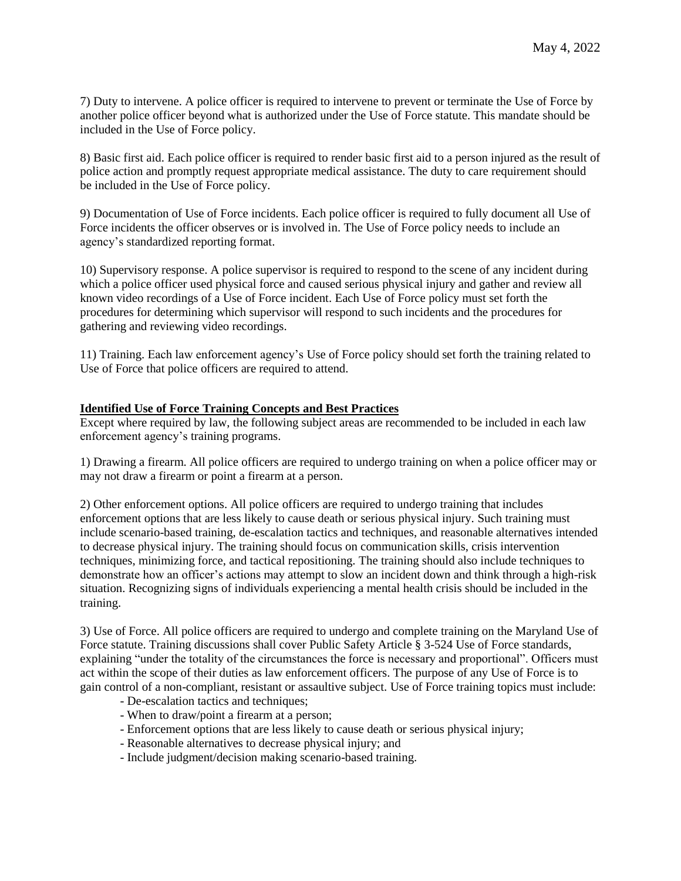May 4, 2022

7) Duty to intervene. A police officer is required to intervene to prevent or terminate the Use of Force by another police officer beyond what is authorized under the Use of Force statute. This mandate should be included in the Use of Force policy.

8) Basic first aid. Each police officer is required to render basic first aid to a person injured as the result of police action and promptly request appropriate medical assistance. The duty to care requirement should be included in the Use of Force policy.

9) Documentation of Use of Force incidents. Each police officer is required to fully document all Use of Force incidents the officer observes or is involved in. The Use of Force policy needs to include an agency's standardized reporting format.

10) Supervisory response. A police supervisor is required to respond to the scene of any incident during which a police officer used physical force and caused serious physical injury and gather and review all known video recordings of a Use of Force incident. Each Use of Force policy must set forth the procedures for determining which supervisor will respond to such incidents and the procedures for gathering and reviewing video recordings.

11) Training. Each law enforcement agency's Use of Force policy should set forth the training related to Use of Force that police officers are required to attend.

**Identified Use of Force Training Concepts and Best Practices**

Except where required by law, the following subject areas are recommended to be included in each law enforcement agency's training programs.

1) Drawing a firearm. All police officers are required to undergo training on when a police officer may or may not draw a firearm or point a firearm at a person.

2) Other enforcement options. All police officers are required to undergo training that includes enforcement options that are less likely to cause death or serious physical injury. Such training must include scenario-based training, de-escalation tactics and techniques, and reasonable alternatives intended to decrease physical injury. The training should focus on communication skills, crisis intervention techniques, minimizing force, and tactical repositioning. The training should also include techniques to demonstrate how an officer's actions may attempt to slow an incident down and think through a high-risk situation. Recognizing signs of individuals experiencing a mental health crisis should be included in the training.

3) Use of Force. All police officers are required to undergo and complete training on the Maryland Use of Force statute. Training discussions shall cover Public Safety Article § 3-524 Use of Force standards, explaining "under the totality of the circumstances the force is necessary and proportional". Officers must act within the scope of their duties as law enforcement officers. The purpose of any Use of Force is to gain control of a non-compliant, resistant or assaultive subject. Use of Force training topics must include:

- De-escalation tactics and techniques;
- When to draw/point a firearm at a person;
- Enforcement options that are less likely to cause death or serious physical injury;
- Reasonable alternatives to decrease physical injury; and
- Include judgment/decision making scenario-based training.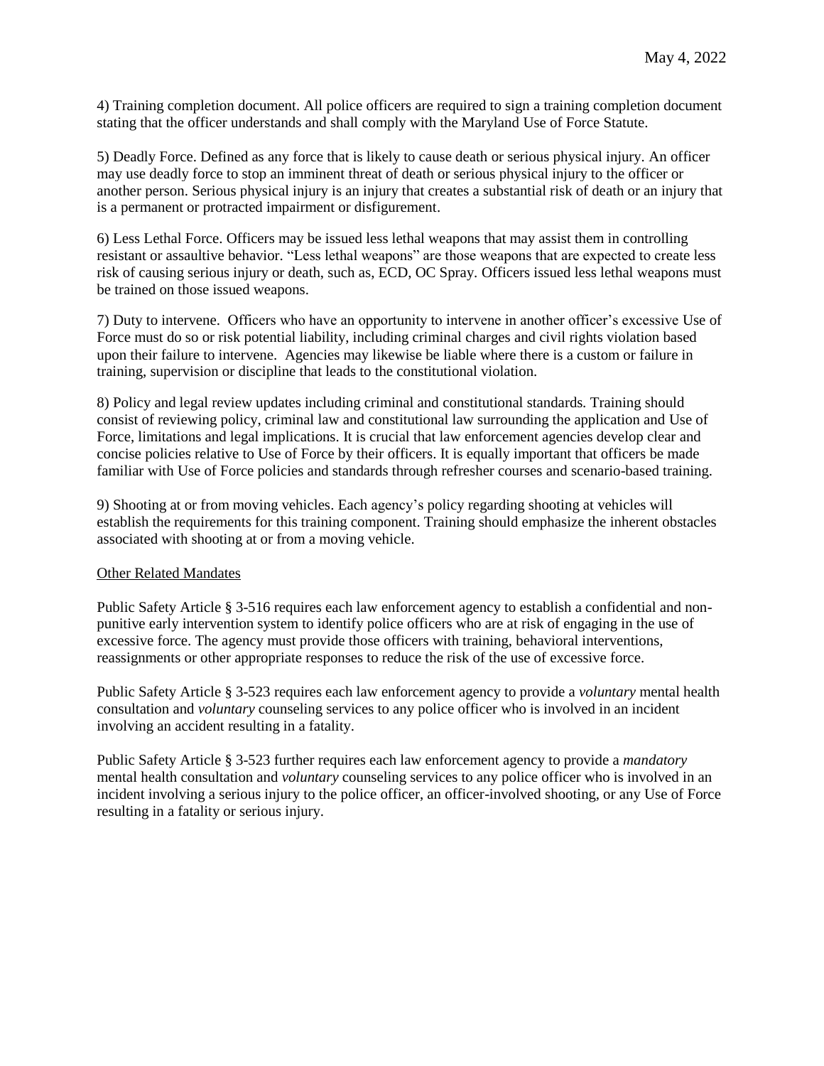May 4, 2022

4) Training completion document. All police officers are required to sign a training completion document stating that the officer understands and shall comply with the Maryland Use of Force Statute.

5) Deadly Force. Defined as any force that is likely to cause death or serious physical injury. An officer may use deadly force to stop an imminent threat of death or serious physical injury to the officer or another person. Serious physical injury is an injury that creates a substantial risk of death or an injury that is a permanent or protracted impairment or disfigurement.

6) Less Lethal Force. Officers may be issued less lethal weapons that may assist them in controlling resistant or assaultive behavior. "Less lethal weapons" are those weapons that are expected to create less risk of causing serious injury or death, such as, ECD, OC Spray. Officers issued less lethal weapons must be trained on those issued weapons.

7) Duty to intervene. Officers who have an opportunity to intervene in another officer's excessive Use of Force must do so or risk potential liability, including criminal charges and civil rights violation based upon their failure to intervene. Agencies may likewise be liable where there is a custom or failure in training, supervision or discipline that leads to the constitutional violation.

8) Policy and legal review updates including criminal and constitutional standards. Training should consist of reviewing policy, criminal law and constitutional law surrounding the application and Use of Force, limitations and legal implications. It is crucial that law enforcement agencies develop clear and concise policies relative to Use of Force by their officers. It is equally important that officers be made familiar with Use of Force policies and standards through refresher courses and scenario-based training.

9) Shooting at or from moving vehicles. Each agency's policy regarding shooting at vehicles will establish the requirements for this training component. Training should emphasize the inherent obstacles associated with shooting at or from a moving vehicle.

<u>Other Related Mandates</u>

Public Safety Article § 3-516 requires each law enforcement agency to establish a confidential and non-punitive early intervention system to identify police officers who are at risk of engaging in the use of excessive force. The agency must provide those officers with training, behavioral interventions, reassignments or other appropriate responses to reduce the risk of the use of excessive force.

Public Safety Article § 3-523 requires each law enforcement agency to provide a *voluntary* mental health consultation and *voluntary* counseling services to any police officer who is involved in an incident involving an accident resulting in a fatality.

Public Safety Article § 3-523 further requires each law enforcement agency to provide a *mandatory* mental health consultation and *voluntary* counseling services to any police officer who is involved in an incident involving a serious injury to the police officer, an officer-involved shooting, or any Use of Force resulting in a fatality or serious injury.